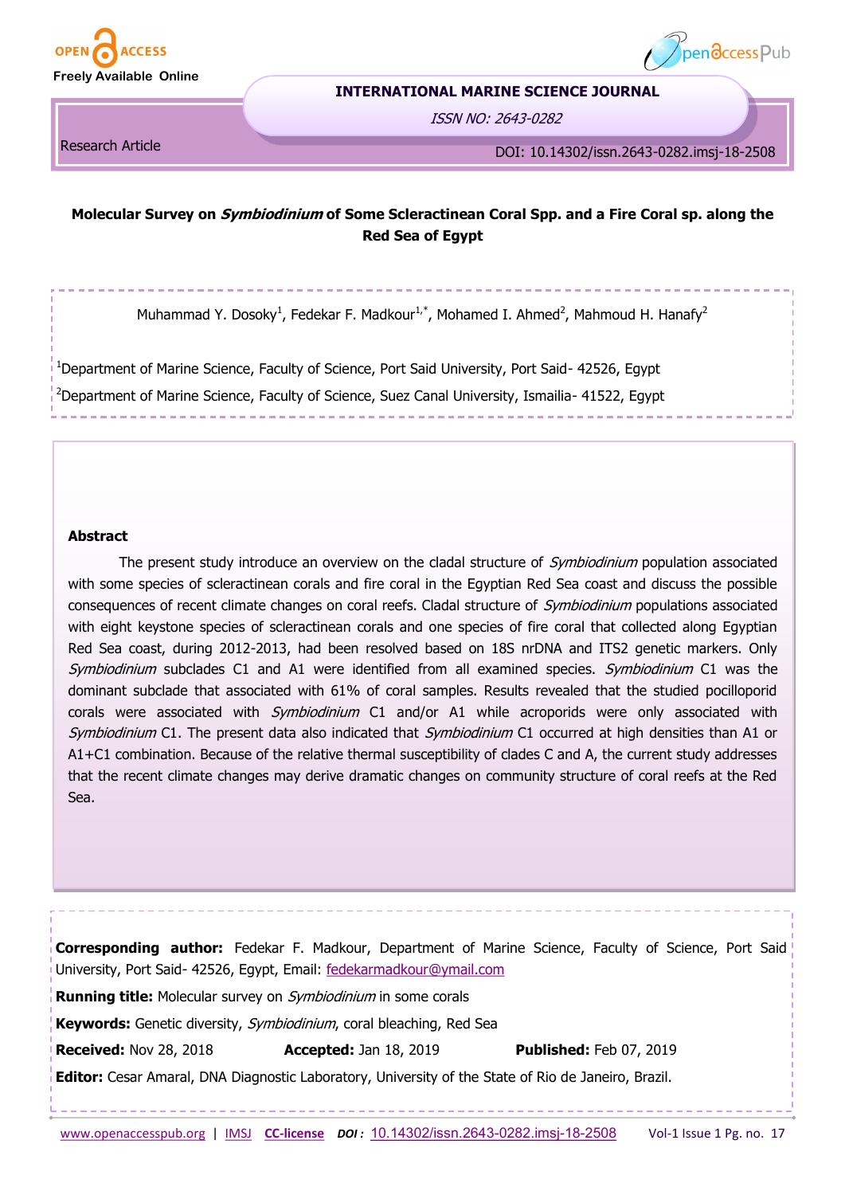Research Article

# Molecular Survey on *Symbiodinium* of Some Scleractinean Coral Spp. and a Fire Coral sp. along the Red Sea of Egypt

Muhammad Y. Dosoky[1], Fedekar F. Madkour[1,*], Mohamed I. Ahmed[2], Mahmoud H. Hanafy[2]

[1]Department of Marine Science, Faculty of Science, Port Said University, Port Said- 42526, Egypt

[2]Department of Marine Science, Faculty of Science, Suez Canal University, Ismailia- 41522, Egypt

## Abstract

The present study introduce an overview on the cladal structure of *Symbiodinium* population associated with some species of scleractinean corals and fire coral in the Egyptian Red Sea coast and discuss the possible consequences of recent climate changes on coral reefs. Cladal structure of *Symbiodinium* populations associated with eight keystone species of scleractinean corals and one species of fire coral that collected along Egyptian Red Sea coast, during 2012-2013, had been resolved based on 18S nrDNA and ITS2 genetic markers. Only *Symbiodinium* subclades C1 and A1 were identified from all examined species. *Symbiodinium* C1 was the dominant subclade that associated with 61% of coral samples. Results revealed that the studied pocilloporid corals were associated with *Symbiodinium* C1 and/or A1 while acroporids were only associated with *Symbiodinium* C1. The present data also indicated that *Symbiodinium* C1 occurred at high densities than A1 or A1+C1 combination. Because of the relative thermal susceptibility of clades C and A, the current study addresses that the recent climate changes may derive dramatic changes on community structure of coral reefs at the Red Sea.

**Corresponding author:** Fedekar F. Madkour, Department of Marine Science, Faculty of Science, Port Said University, Port Said- 42526, Egypt, Email: fedekarmadkour@ymail.com

**Running title:** Molecular survey on *Symbiodinium* in some corals

**Keywords:** Genetic diversity, *Symbiodinium*, coral bleaching, Red Sea

**Received:** Nov 28, 2018 **Accepted:** Jan 18, 2019 **Published:** Feb 07, 2019

**Editor:** Cesar Amaral, DNA Diagnostic Laboratory, University of the State of Rio de Janeiro, Brazil.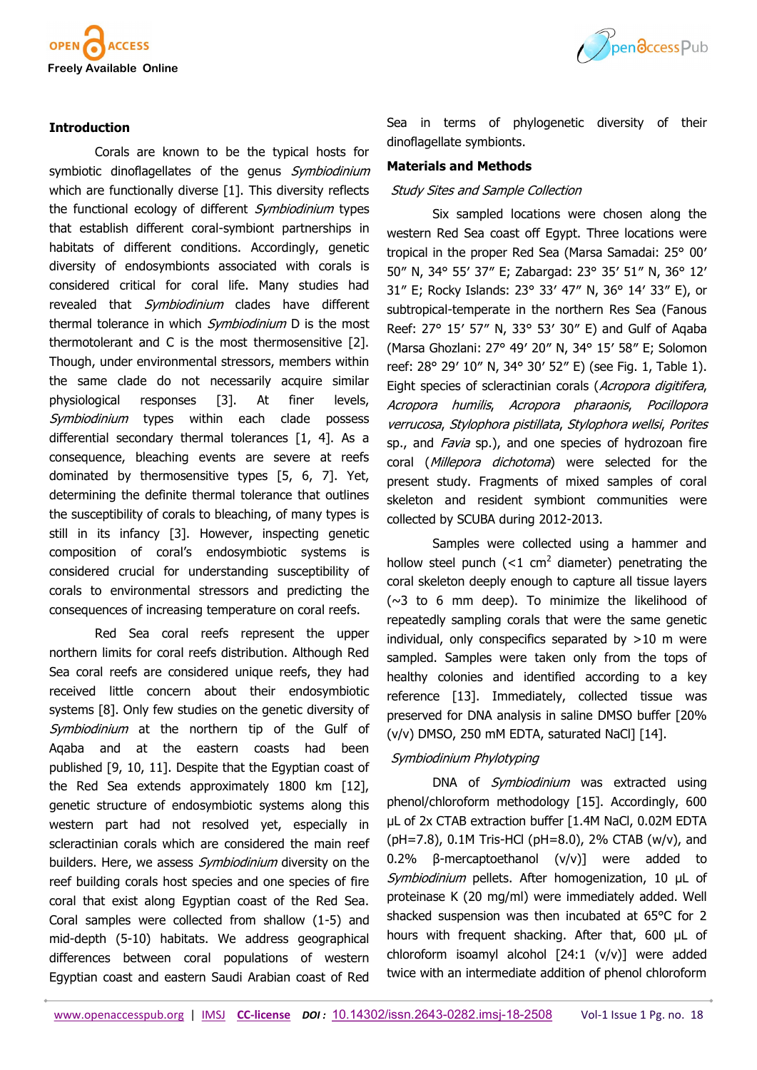## Introduction

Corals are known to be the typical hosts for symbiotic dinoflagellates of the genus *Symbiodinium* which are functionally diverse [1]. This diversity reflects the functional ecology of different *Symbiodinium* types that establish different coral-symbiont partnerships in habitats of different conditions. Accordingly, genetic diversity of endosymbionts associated with corals is considered critical for coral life. Many studies had revealed that *Symbiodinium* clades have different thermal tolerance in which *Symbiodinium* D is the most thermotolerant and C is the most thermosensitive [2]. Though, under environmental stressors, members within the same clade do not necessarily acquire similar physiological responses [3]. At finer levels, *Symbiodinium* types within each clade possess differential secondary thermal tolerances [1, 4]. As a consequence, bleaching events are severe at reefs dominated by thermosensitive types [5, 6, 7]. Yet, determining the definite thermal tolerance that outlines the susceptibility of corals to bleaching, of many types is still in its infancy [3]. However, inspecting genetic composition of coral's endosymbiotic systems is considered crucial for understanding susceptibility of corals to environmental stressors and predicting the consequences of increasing temperature on coral reefs.

Red Sea coral reefs represent the upper northern limits for coral reefs distribution. Although Red Sea coral reefs are considered unique reefs, they had received little concern about their endosymbiotic systems [8]. Only few studies on the genetic diversity of *Symbiodinium* at the northern tip of the Gulf of Aqaba and at the eastern coasts had been published [9, 10, 11]. Despite that the Egyptian coast of the Red Sea extends approximately 1800 km [12], genetic structure of endosymbiotic systems along this western part had not resolved yet, especially in scleractinian corals which are considered the main reef builders. Here, we assess *Symbiodinium* diversity on the reef building corals host species and one species of fire coral that exist along Egyptian coast of the Red Sea. Coral samples were collected from shallow (1-5) and mid-depth (5-10) habitats. We address geographical differences between coral populations of western Egyptian coast and eastern Saudi Arabian coast of Red Sea in terms of phylogenetic diversity of their dinoflagellate symbionts.

## Materials and Methods

### *Study Sites and Sample Collection*

Six sampled locations were chosen along the western Red Sea coast off Egypt. Three locations were tropical in the proper Red Sea (Marsa Samadai: 25° 00′ 50″ N, 34° 55′ 37″ E; Zabargad: 23° 35′ 51″ N, 36° 12′ 31″ E; Rocky Islands: 23° 33′ 47″ N, 36° 14′ 33″ E), or subtropical-temperate in the northern Res Sea (Fanous Reef: 27° 15′ 57″ N, 33° 53′ 30″ E) and Gulf of Aqaba (Marsa Ghozlani: 27° 49′ 20″ N, 34° 15′ 58″ E; Solomon reef: 28° 29′ 10″ N, 34° 30′ 52″ E) (see Fig. 1, Table 1). Eight species of scleractinian corals (*Acropora digitifera*, *Acropora humilis*, *Acropora pharaonis*, *Pocillopora verrucosa*, *Stylophora pistillata*, *Stylophora wellsi*, *Porites* sp., and *Favia* sp.), and one species of hydrozoan fire coral (*Millepora dichotoma*) were selected for the present study. Fragments of mixed samples of coral skeleton and resident symbiont communities were collected by SCUBA during 2012-2013.

Samples were collected using a hammer and hollow steel punch (<1 cm$^2$ diameter) penetrating the coral skeleton deeply enough to capture all tissue layers (~3 to 6 mm deep). To minimize the likelihood of repeatedly sampling corals that were the same genetic individual, only conspecifics separated by >10 m were sampled. Samples were taken only from the tops of healthy colonies and identified according to a key reference [13]. Immediately, collected tissue was preserved for DNA analysis in saline DMSO buffer [20% (v/v) DMSO, 250 mM EDTA, saturated NaCl] [14].

### *Symbiodinium Phylotyping*

DNA of *Symbiodinium* was extracted using phenol/chloroform methodology [15]. Accordingly, 600 µL of 2x CTAB extraction buffer [1.4M NaCl, 0.02M EDTA (pH=7.8), 0.1M Tris-HCl (pH=8.0), 2% CTAB (w/v), and 0.2% β-mercaptoethanol (v/v)] were added to *Symbiodinium* pellets. After homogenization, 10 µL of proteinase K (20 mg/ml) were immediately added. Well shacked suspension was then incubated at 65°C for 2 hours with frequent shacking. After that, 600 µL of chloroform isoamyl alcohol [24:1 (v/v)] were added twice with an intermediate addition of phenol chloroform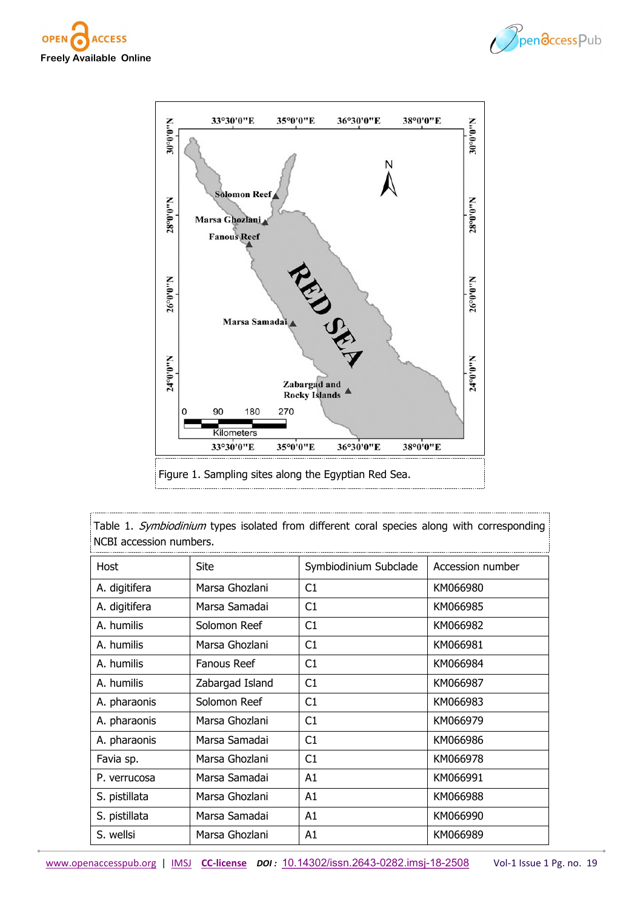Figure 1. Sampling sites along the Egyptian Red Sea.

Table 1. *Symbiodinium* types isolated from different coral species along with corresponding NCBI accession numbers.

| Host | Site | Symbiodinium Subclade | Accession number |
|---|---|---|---|
| A. digitifera | Marsa Ghozlani | C1 | KM066980 |
| A. digitifera | Marsa Samadai | C1 | KM066985 |
| A. humilis | Solomon Reef | C1 | KM066982 |
| A. humilis | Marsa Ghozlani | C1 | KM066981 |
| A. humilis | Fanous Reef | C1 | KM066984 |
| A. humilis | Zabargad Island | C1 | KM066987 |
| A. pharaonis | Solomon Reef | C1 | KM066983 |
| A. pharaonis | Marsa Ghozlani | C1 | KM066979 |
| A. pharaonis | Marsa Samadai | C1 | KM066986 |
| Favia sp. | Marsa Ghozlani | C1 | KM066978 |
| P. verrucosa | Marsa Samadai | A1 | KM066991 |
| S. pistillata | Marsa Ghozlani | A1 | KM066988 |
| S. pistillata | Marsa Samadai | A1 | KM066990 |
| S. wellsi | Marsa Ghozlani | A1 | KM066989 |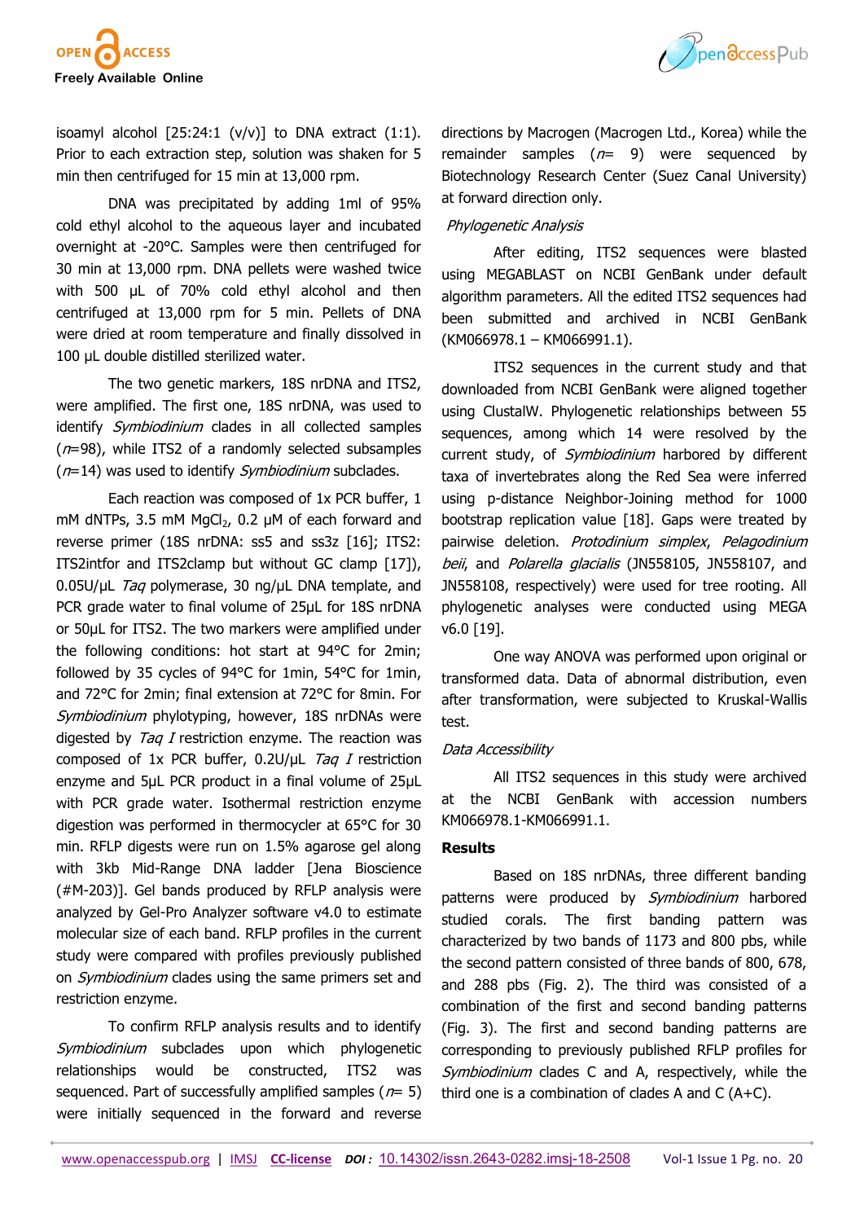isoamyl alcohol [25:24:1 (v/v)] to DNA extract (1:1). Prior to each extraction step, solution was shaken for 5 min then centrifuged for 15 min at 13,000 rpm.

DNA was precipitated by adding 1ml of 95% cold ethyl alcohol to the aqueous layer and incubated overnight at -20°C. Samples were then centrifuged for 30 min at 13,000 rpm. DNA pellets were washed twice with 500 µL of 70% cold ethyl alcohol and then centrifuged at 13,000 rpm for 5 min. Pellets of DNA were dried at room temperature and finally dissolved in 100 µL double distilled sterilized water.

The two genetic markers, 18S nrDNA and ITS2, were amplified. The first one, 18S nrDNA, was used to identify *Symbiodinium* clades in all collected samples ($n$=98), while ITS2 of a randomly selected subsamples ($n$=14) was used to identify *Symbiodinium* subclades.

Each reaction was composed of 1x PCR buffer, 1 mM dNTPs, 3.5 mM $MgCl_2$, 0.2 µM of each forward and reverse primer (18S nrDNA: ss5 and ss3z [16]; ITS2: ITS2intfor and ITS2clamp but without GC clamp [17]), 0.05U/µL *Taq* polymerase, 30 ng/µL DNA template, and PCR grade water to final volume of 25µL for 18S nrDNA or 50µL for ITS2. The two markers were amplified under the following conditions: hot start at 94°C for 2min; followed by 35 cycles of 94°C for 1min, 54°C for 1min, and 72°C for 2min; final extension at 72°C for 8min. For *Symbiodinium* phylotyping, however, 18S nrDNAs were digested by *Taq I* restriction enzyme. The reaction was composed of 1x PCR buffer, 0.2U/µL *Taq I* restriction enzyme and 5µL PCR product in a final volume of 25µL with PCR grade water. Isothermal restriction enzyme digestion was performed in thermocycler at 65°C for 30 min. RFLP digests were run on 1.5% agarose gel along with 3kb Mid-Range DNA ladder [Jena Bioscience (#M-203)]. Gel bands produced by RFLP analysis were analyzed by Gel-Pro Analyzer software v4.0 to estimate molecular size of each band. RFLP profiles in the current study were compared with profiles previously published on *Symbiodinium* clades using the same primers set and restriction enzyme.

To confirm RFLP analysis results and to identify *Symbiodinium* subclades upon which phylogenetic relationships would be constructed, ITS2 was sequenced. Part of successfully amplified samples ($n$= 5) were initially sequenced in the forward and reverse directions by Macrogen (Macrogen Ltd., Korea) while the remainder samples ($n$= 9) were sequenced by Biotechnology Research Center (Suez Canal University) at forward direction only.

### *Phylogenetic Analysis*

After editing, ITS2 sequences were blasted using MEGABLAST on NCBI GenBank under default algorithm parameters. All the edited ITS2 sequences had been submitted and archived in NCBI GenBank (KM066978.1 – KM066991.1).

ITS2 sequences in the current study and that downloaded from NCBI GenBank were aligned together using ClustalW. Phylogenetic relationships between 55 sequences, among which 14 were resolved by the current study, of *Symbiodinium* harbored by different taxa of invertebrates along the Red Sea were inferred using p-distance Neighbor-Joining method for 1000 bootstrap replication value [18]. Gaps were treated by pairwise deletion. *Protodinium simplex*, *Pelagodinium beii*, and *Polarella glacialis* (JN558105, JN558107, and JN558108, respectively) were used for tree rooting. All phylogenetic analyses were conducted using MEGA v6.0 [19].

One way ANOVA was performed upon original or transformed data. Data of abnormal distribution, even after transformation, were subjected to Kruskal-Wallis test.

### *Data Accessibility*

All ITS2 sequences in this study were archived at the NCBI GenBank with accession numbers KM066978.1-KM066991.1.

## Results

Based on 18S nrDNAs, three different banding patterns were produced by *Symbiodinium* harbored studied corals. The first banding pattern was characterized by two bands of 1173 and 800 pbs, while the second pattern consisted of three bands of 800, 678, and 288 pbs (Fig. 2). The third was consisted of a combination of the first and second banding patterns (Fig. 3). The first and second banding patterns are corresponding to previously published RFLP profiles for *Symbiodinium* clades C and A, respectively, while the third one is a combination of clades A and C (A+C).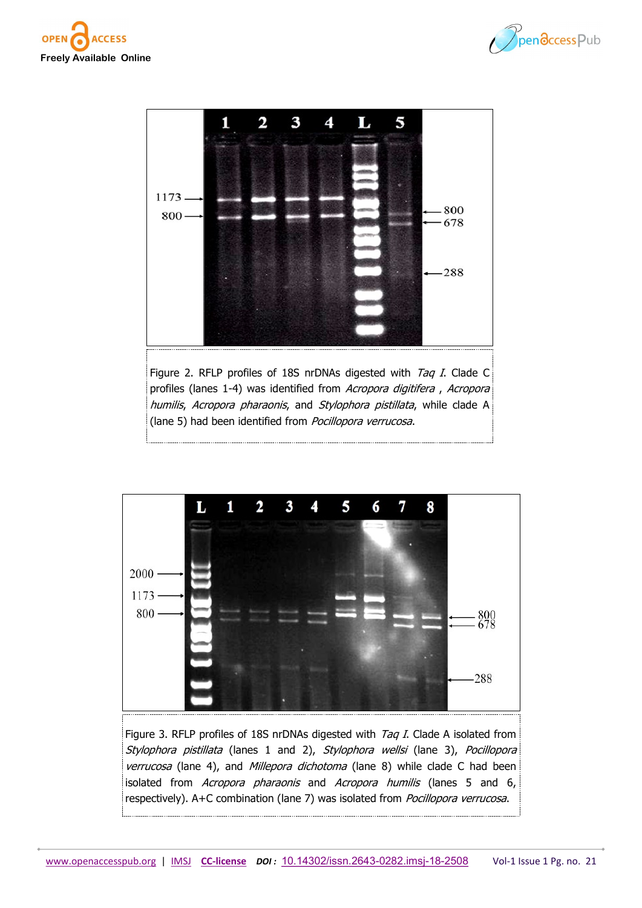Figure 2. RFLP profiles of 18S nrDNAs digested with *Taq I*. Clade C profiles (lanes 1-4) was identified from *Acropora digitifera* , *Acropora humilis*, *Acropora pharaonis*, and *Stylophora pistillata*, while clade A (lane 5) had been identified from *Pocillopora verrucosa*.

Figure 3. RFLP profiles of 18S nrDNAs digested with *Taq I*. Clade A isolated from *Stylophora pistillata* (lanes 1 and 2), *Stylophora wellsi* (lane 3), *Pocillopora verrucosa* (lane 4), and *Millepora dichotoma* (lane 8) while clade C had been isolated from *Acropora pharaonis* and *Acropora humilis* (lanes 5 and 6, respectively). A+C combination (lane 7) was isolated from *Pocillopora verrucosa*.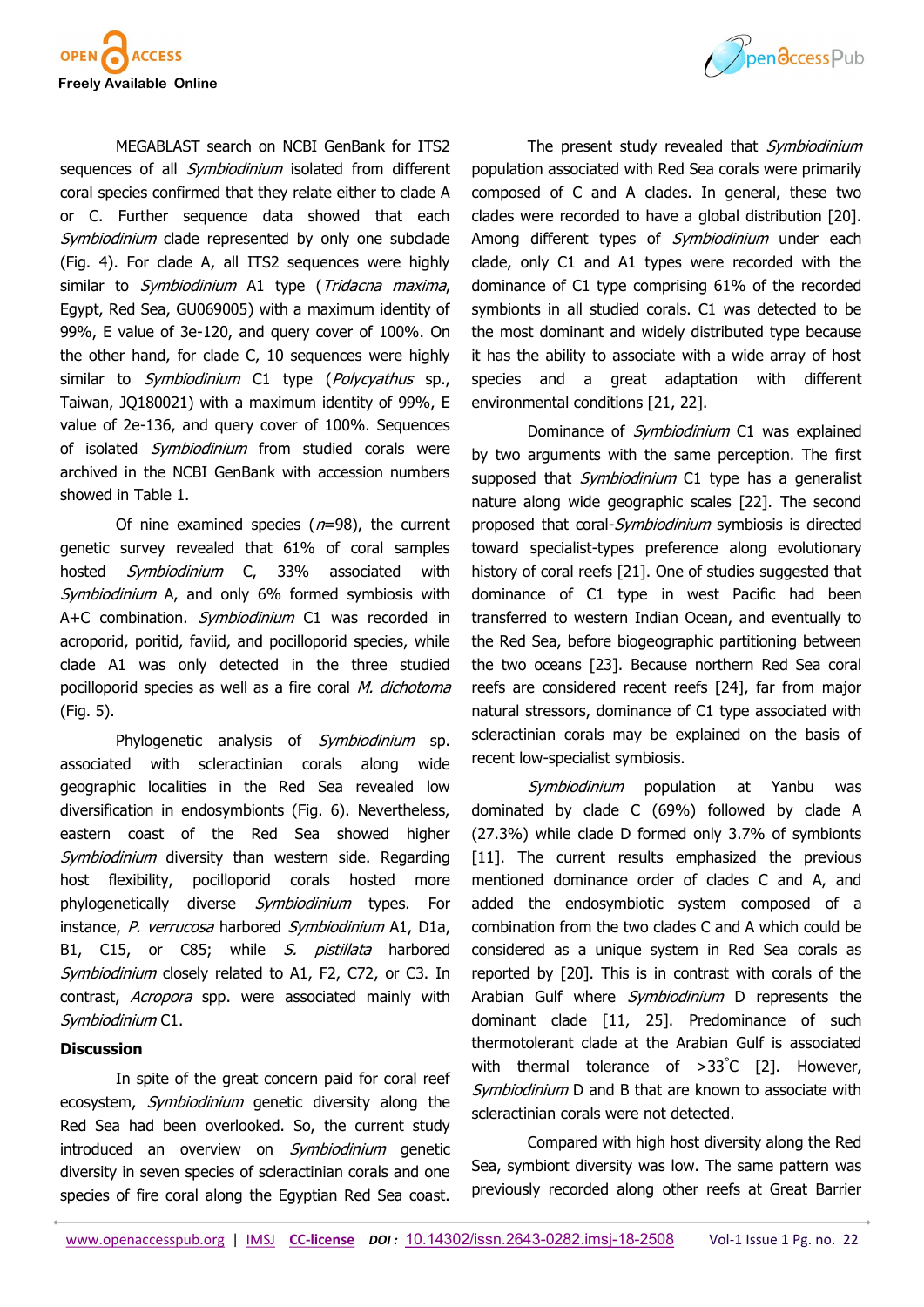MEGABLAST search on NCBI GenBank for ITS2 sequences of all *Symbiodinium* isolated from different coral species confirmed that they relate either to clade A or C. Further sequence data showed that each *Symbiodinium* clade represented by only one subclade (Fig. 4). For clade A, all ITS2 sequences were highly similar to *Symbiodinium* A1 type (*Tridacna maxima*, Egypt, Red Sea, GU069005) with a maximum identity of 99%, E value of 3e-120, and query cover of 100%. On the other hand, for clade C, 10 sequences were highly similar to *Symbiodinium* C1 type (*Polycyathus* sp., Taiwan, JQ180021) with a maximum identity of 99%, E value of 2e-136, and query cover of 100%. Sequences of isolated *Symbiodinium* from studied corals were archived in the NCBI GenBank with accession numbers showed in Table 1.

Of nine examined species ($n$=98), the current genetic survey revealed that 61% of coral samples hosted *Symbiodinium* C, 33% associated with *Symbiodinium* A, and only 6% formed symbiosis with A+C combination. *Symbiodinium* C1 was recorded in acroporid, poritid, faviid, and pocilloporid species, while clade A1 was only detected in the three studied pocilloporid species as well as a fire coral *M. dichotoma* (Fig. 5).

Phylogenetic analysis of *Symbiodinium* sp. associated with scleractinian corals along wide geographic localities in the Red Sea revealed low diversification in endosymbionts (Fig. 6). Nevertheless, eastern coast of the Red Sea showed higher *Symbiodinium* diversity than western side. Regarding host flexibility, pocilloporid corals hosted more phylogenetically diverse *Symbiodinium* types. For instance, *P. verrucosa* harbored *Symbiodinium* A1, D1a, B1, C15, or C85; while *S. pistillata* harbored *Symbiodinium* closely related to A1, F2, C72, or C3. In contrast, *Acropora* spp. were associated mainly with *Symbiodinium* C1.

## Discussion

In spite of the great concern paid for coral reef ecosystem, *Symbiodinium* genetic diversity along the Red Sea had been overlooked. So, the current study introduced an overview on *Symbiodinium* genetic diversity in seven species of scleractinian corals and one species of fire coral along the Egyptian Red Sea coast. The present study revealed that *Symbiodinium* population associated with Red Sea corals were primarily composed of C and A clades. In general, these two clades were recorded to have a global distribution [20]. Among different types of *Symbiodinium* under each clade, only C1 and A1 types were recorded with the dominance of C1 type comprising 61% of the recorded symbionts in all studied corals. C1 was detected to be the most dominant and widely distributed type because it has the ability to associate with a wide array of host species and a great adaptation with different environmental conditions [21, 22].

Dominance of *Symbiodinium* C1 was explained by two arguments with the same perception. The first supposed that *Symbiodinium* C1 type has a generalist nature along wide geographic scales [22]. The second proposed that coral-*Symbiodinium* symbiosis is directed toward specialist-types preference along evolutionary history of coral reefs [21]. One of studies suggested that dominance of C1 type in west Pacific had been transferred to western Indian Ocean, and eventually to the Red Sea, before biogeographic partitioning between the two oceans [23]. Because northern Red Sea coral reefs are considered recent reefs [24], far from major natural stressors, dominance of C1 type associated with scleractinian corals may be explained on the basis of recent low-specialist symbiosis.

*Symbiodinium* population at Yanbu was dominated by clade C (69%) followed by clade A (27.3%) while clade D formed only 3.7% of symbionts [11]. The current results emphasized the previous mentioned dominance order of clades C and A, and added the endosymbiotic system composed of a combination from the two clades C and A which could be considered as a unique system in Red Sea corals as reported by [20]. This is in contrast with corals of the Arabian Gulf where *Symbiodinium* D represents the dominant clade [11, 25]. Predominance of such thermotolerant clade at the Arabian Gulf is associated with thermal tolerance of >33°C [2]. However, *Symbiodinium* D and B that are known to associate with scleractinian corals were not detected.

Compared with high host diversity along the Red Sea, symbiont diversity was low. The same pattern was previously recorded along other reefs at Great Barrier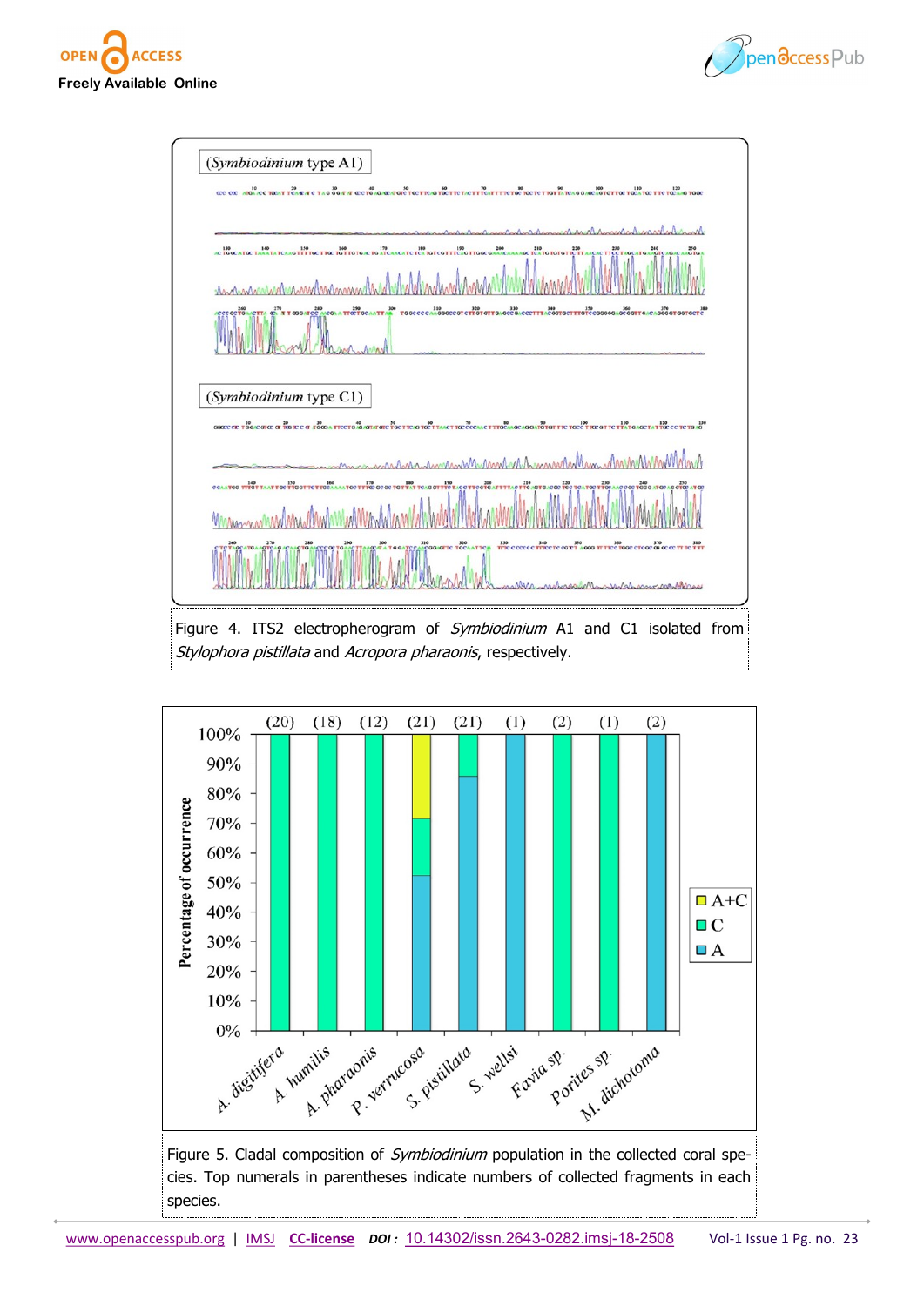Figure 4. ITS2 electropherogram of *Symbiodinium* A1 and C1 isolated from *Stylophora pistillata* and *Acropora pharaonis*, respectively.

Figure 5. Cladal composition of *Symbiodinium* population in the collected coral species. Top numerals in parentheses indicate numbers of collected fragments in each species.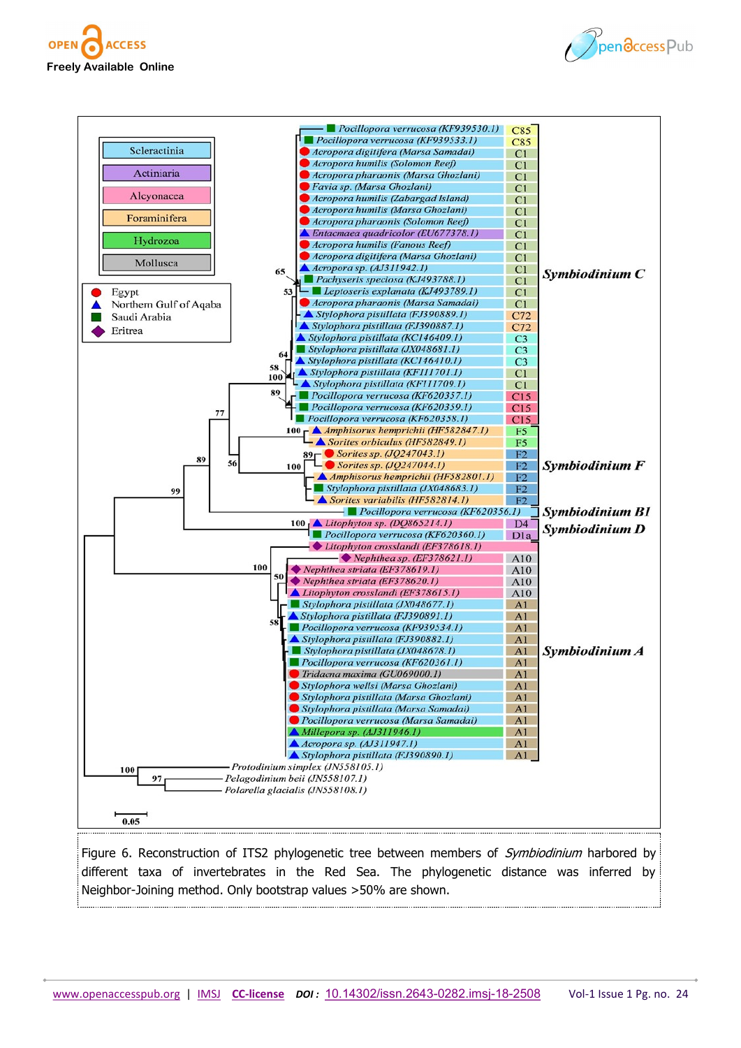Figure 6. Reconstruction of ITS2 phylogenetic tree between members of *Symbiodinium* harbored by different taxa of invertebrates in the Red Sea. The phylogenetic distance was inferred by Neighbor-Joining method. Only bootstrap values >50% are shown.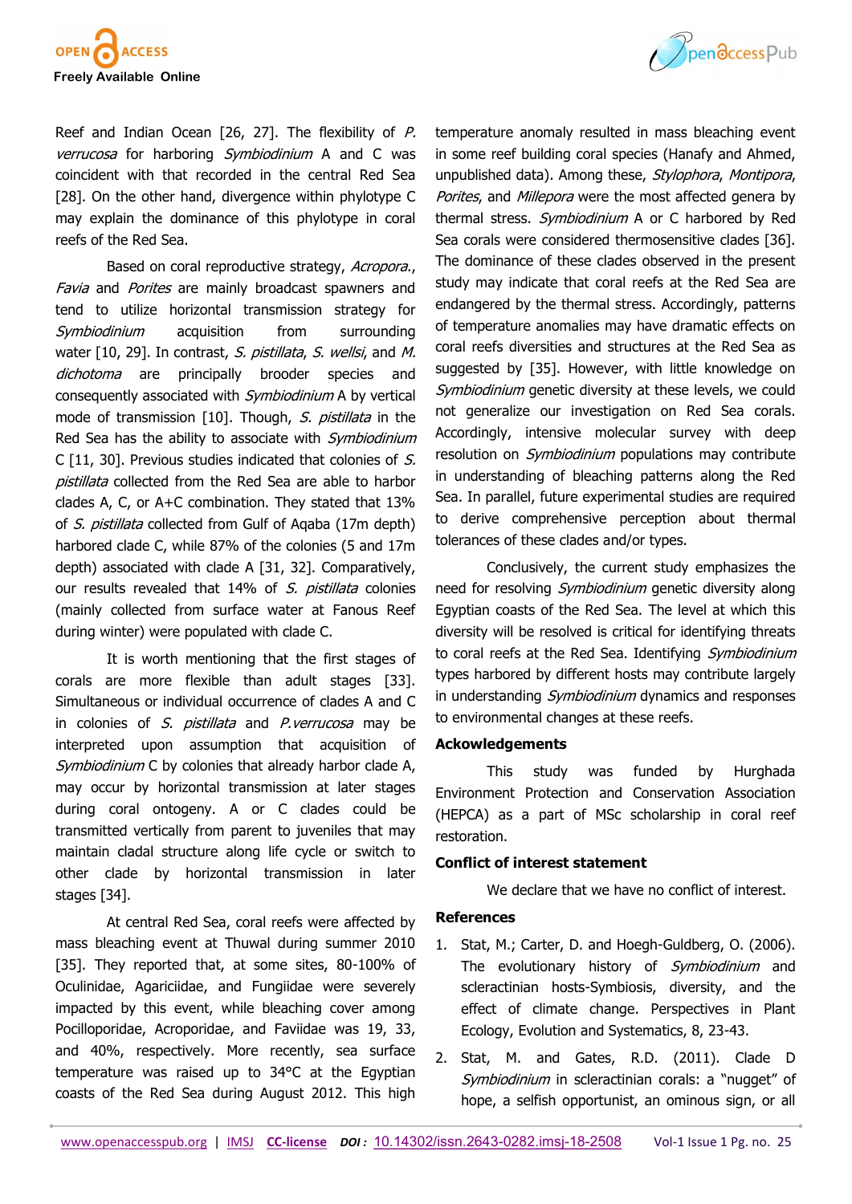Reef and Indian Ocean [26, 27]. The flexibility of *P. verrucosa* for harboring *Symbiodinium* A and C was coincident with that recorded in the central Red Sea [28]. On the other hand, divergence within phylotype C may explain the dominance of this phylotype in coral reefs of the Red Sea.

Based on coral reproductive strategy, *Acropora.*, *Favia* and *Porites* are mainly broadcast spawners and tend to utilize horizontal transmission strategy for *Symbiodinium* acquisition from surrounding water [10, 29]. In contrast, *S. pistillata*, *S. wellsi*, and *M. dichotoma* are principally brooder species and consequently associated with *Symbiodinium* A by vertical mode of transmission [10]. Though, *S. pistillata* in the Red Sea has the ability to associate with *Symbiodinium* C [11, 30]. Previous studies indicated that colonies of *S. pistillata* collected from the Red Sea are able to harbor clades A, C, or A+C combination. They stated that 13% of *S. pistillata* collected from Gulf of Aqaba (17m depth) harbored clade C, while 87% of the colonies (5 and 17m depth) associated with clade A [31, 32]. Comparatively, our results revealed that 14% of *S. pistillata* colonies (mainly collected from surface water at Fanous Reef during winter) were populated with clade C.

It is worth mentioning that the first stages of corals are more flexible than adult stages [33]. Simultaneous or individual occurrence of clades A and C in colonies of *S. pistillata* and *P.verrucosa* may be interpreted upon assumption that acquisition of *Symbiodinium* C by colonies that already harbor clade A, may occur by horizontal transmission at later stages during coral ontogeny. A or C clades could be transmitted vertically from parent to juveniles that may maintain cladal structure along life cycle or switch to other clade by horizontal transmission in later stages [34].

At central Red Sea, coral reefs were affected by mass bleaching event at Thuwal during summer 2010 [35]. They reported that, at some sites, 80-100% of Oculinidae, Agariciidae, and Fungiidae were severely impacted by this event, while bleaching cover among Pocilloporidae, Acroporidae, and Faviidae was 19, 33, and 40%, respectively. More recently, sea surface temperature was raised up to 34°C at the Egyptian coasts of the Red Sea during August 2012. This high temperature anomaly resulted in mass bleaching event in some reef building coral species (Hanafy and Ahmed, unpublished data). Among these, *Stylophora*, *Montipora*, *Porites*, and *Millepora* were the most affected genera by thermal stress. *Symbiodinium* A or C harbored by Red Sea corals were considered thermosensitive clades [36]. The dominance of these clades observed in the present study may indicate that coral reefs at the Red Sea are endangered by the thermal stress. Accordingly, patterns of temperature anomalies may have dramatic effects on coral reefs diversities and structures at the Red Sea as suggested by [35]. However, with little knowledge on *Symbiodinium* genetic diversity at these levels, we could not generalize our investigation on Red Sea corals. Accordingly, intensive molecular survey with deep resolution on *Symbiodinium* populations may contribute in understanding of bleaching patterns along the Red Sea. In parallel, future experimental studies are required to derive comprehensive perception about thermal tolerances of these clades and/or types.

Conclusively, the current study emphasizes the need for resolving *Symbiodinium* genetic diversity along Egyptian coasts of the Red Sea. The level at which this diversity will be resolved is critical for identifying threats to coral reefs at the Red Sea. Identifying *Symbiodinium* types harbored by different hosts may contribute largely in understanding *Symbiodinium* dynamics and responses to environmental changes at these reefs.

## Ackowledgements

This study was funded by Hurghada Environment Protection and Conservation Association (HEPCA) as a part of MSc scholarship in coral reef restoration.

## Conflict of interest statement

We declare that we have no conflict of interest.

## References

1. Stat, M.; Carter, D. and Hoegh-Guldberg, O. (2006). The evolutionary history of *Symbiodinium* and scleractinian hosts-Symbiosis, diversity, and the effect of climate change. Perspectives in Plant Ecology, Evolution and Systematics, 8, 23-43.
2. Stat, M. and Gates, R.D. (2011). Clade D *Symbiodinium* in scleractinian corals: a "nugget" of hope, a selfish opportunist, an ominous sign, or all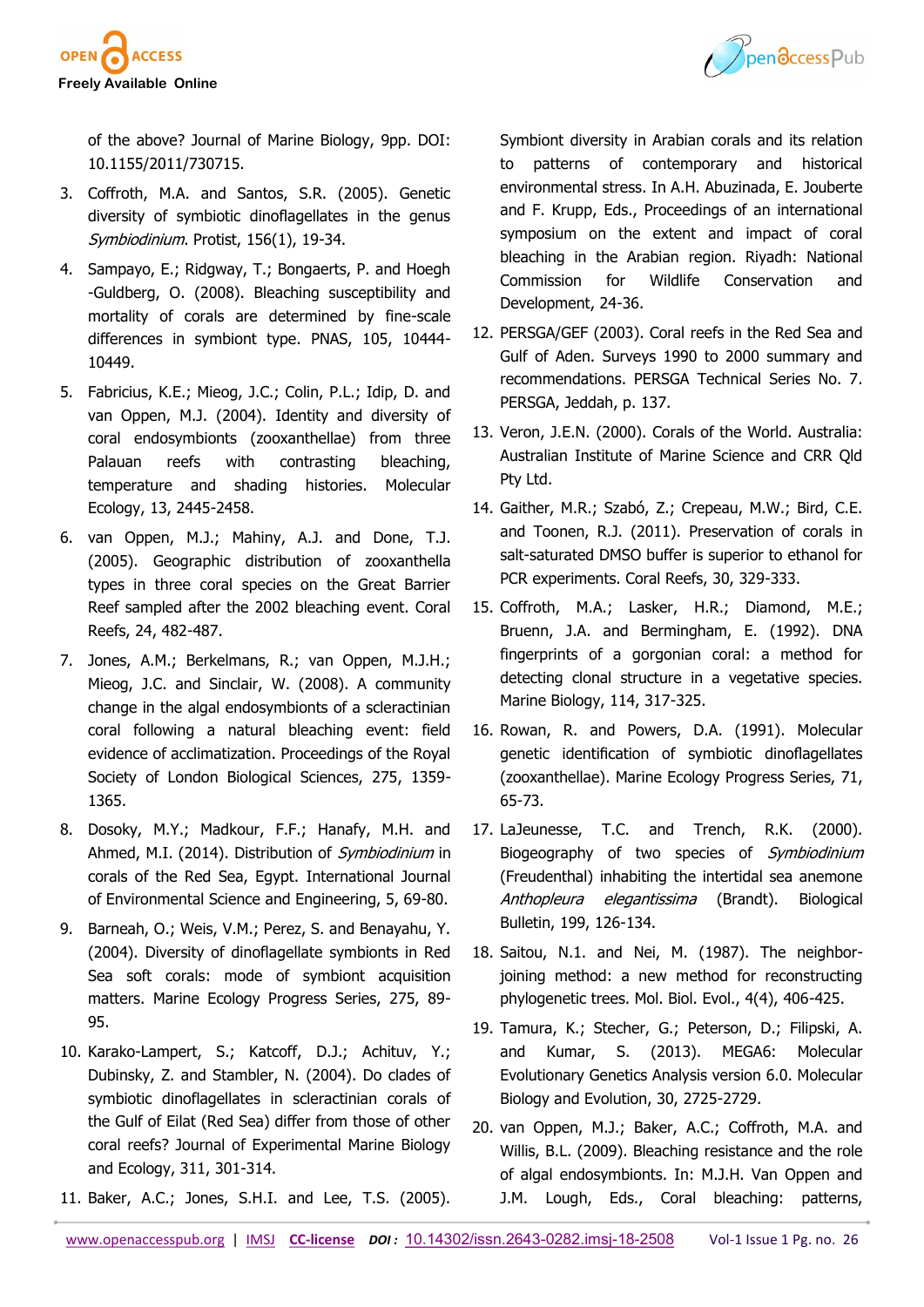of the above? Journal of Marine Biology, 9pp. DOI: 10.1155/2011/730715.

3. Coffroth, M.A. and Santos, S.R. (2005). Genetic diversity of symbiotic dinoflagellates in the genus *Symbiodinium*. Protist, 156(1), 19-34.
4. Sampayo, E.; Ridgway, T.; Bongaerts, P. and Hoegh-Guldberg, O. (2008). Bleaching susceptibility and mortality of corals are determined by fine-scale differences in symbiont type. PNAS, 105, 10444-10449.
5. Fabricius, K.E.; Mieog, J.C.; Colin, P.L.; Idip, D. and van Oppen, M.J. (2004). Identity and diversity of coral endosymbionts (zooxanthellae) from three Palauan reefs with contrasting bleaching, temperature and shading histories. Molecular Ecology, 13, 2445-2458.
6. van Oppen, M.J.; Mahiny, A.J. and Done, T.J. (2005). Geographic distribution of zooxanthella types in three coral species on the Great Barrier Reef sampled after the 2002 bleaching event. Coral Reefs, 24, 482-487.
7. Jones, A.M.; Berkelmans, R.; van Oppen, M.J.H.; Mieog, J.C. and Sinclair, W. (2008). A community change in the algal endosymbionts of a scleractinian coral following a natural bleaching event: field evidence of acclimatization. Proceedings of the Royal Society of London Biological Sciences, 275, 1359-1365.
8. Dosoky, M.Y.; Madkour, F.F.; Hanafy, M.H. and Ahmed, M.I. (2014). Distribution of *Symbiodinium* in corals of the Red Sea, Egypt. International Journal of Environmental Science and Engineering, 5, 69-80.
9. Barneah, O.; Weis, V.M.; Perez, S. and Benayahu, Y. (2004). Diversity of dinoflagellate symbionts in Red Sea soft corals: mode of symbiont acquisition matters. Marine Ecology Progress Series, 275, 89-95.
10. Karako-Lampert, S.; Katcoff, D.J.; Achituv, Y.; Dubinsky, Z. and Stambler, N. (2004). Do clades of symbiotic dinoflagellates in scleractinian corals of the Gulf of Eilat (Red Sea) differ from those of other coral reefs? Journal of Experimental Marine Biology and Ecology, 311, 301-314.
11. Baker, A.C.; Jones, S.H.I. and Lee, T.S. (2005). Symbiont diversity in Arabian corals and its relation to patterns of contemporary and historical environmental stress. In A.H. Abuzinada, E. Jouberte and F. Krupp, Eds., Proceedings of an international symposium on the extent and impact of coral bleaching in the Arabian region. Riyadh: National Commission for Wildlife Conservation and Development, 24-36.
12. PERSGA/GEF (2003). Coral reefs in the Red Sea and Gulf of Aden. Surveys 1990 to 2000 summary and recommendations. PERSGA Technical Series No. 7. PERSGA, Jeddah, p. 137.
13. Veron, J.E.N. (2000). Corals of the World. Australia: Australian Institute of Marine Science and CRR Qld Pty Ltd.
14. Gaither, M.R.; Szabó, Z.; Crepeau, M.W.; Bird, C.E. and Toonen, R.J. (2011). Preservation of corals in salt-saturated DMSO buffer is superior to ethanol for PCR experiments. Coral Reefs, 30, 329-333.
15. Coffroth, M.A.; Lasker, H.R.; Diamond, M.E.; Bruenn, J.A. and Bermingham, E. (1992). DNA fingerprints of a gorgonian coral: a method for detecting clonal structure in a vegetative species. Marine Biology, 114, 317-325.
16. Rowan, R. and Powers, D.A. (1991). Molecular genetic identification of symbiotic dinoflagellates (zooxanthellae). Marine Ecology Progress Series, 71, 65-73.
17. LaJeunesse, T.C. and Trench, R.K. (2000). Biogeography of two species of *Symbiodinium* (Freudenthal) inhabiting the intertidal sea anemone *Anthopleura elegantissima* (Brandt). Biological Bulletin, 199, 126-134.
18. Saitou, N.1. and Nei, M. (1987). The neighbor-joining method: a new method for reconstructing phylogenetic trees. Mol. Biol. Evol., 4(4), 406-425.
19. Tamura, K.; Stecher, G.; Peterson, D.; Filipski, A. and Kumar, S. (2013). MEGA6: Molecular Evolutionary Genetics Analysis version 6.0. Molecular Biology and Evolution, 30, 2725-2729.
20. van Oppen, M.J.; Baker, A.C.; Coffroth, M.A. and Willis, B.L. (2009). Bleaching resistance and the role of algal endosymbionts. In: M.J.H. Van Oppen and J.M. Lough, Eds., Coral bleaching: patterns,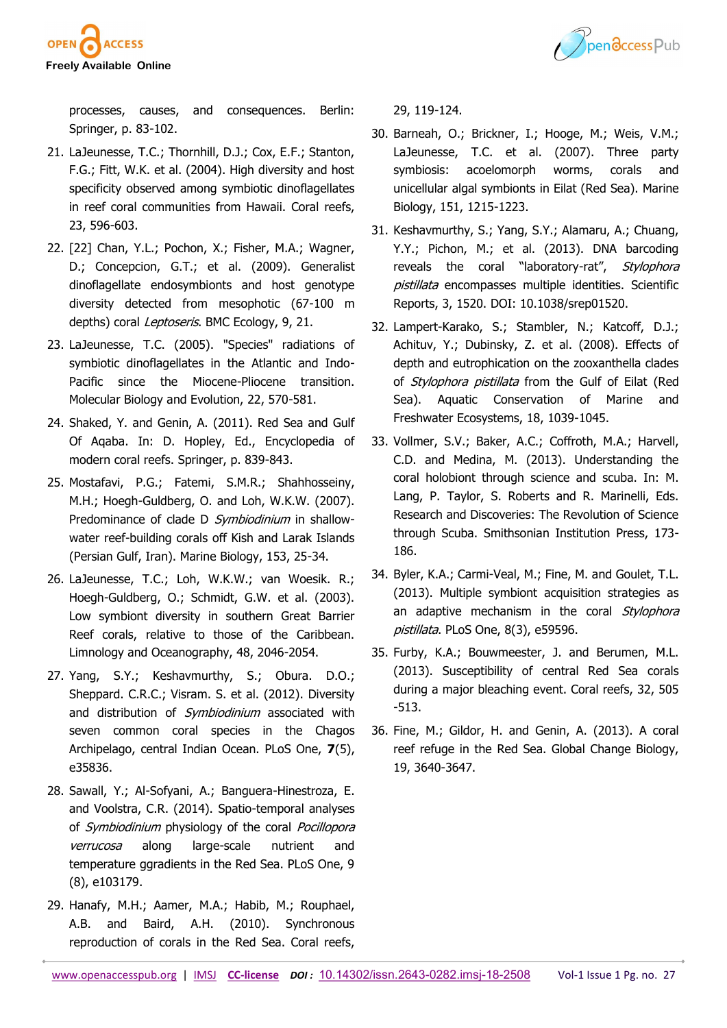processes, causes, and consequences. Berlin: Springer, p. 83-102.

21. LaJeunesse, T.C.; Thornhill, D.J.; Cox, E.F.; Stanton, F.G.; Fitt, W.K. et al. (2004). High diversity and host specificity observed among symbiotic dinoflagellates in reef coral communities from Hawaii. Coral reefs, 23, 596-603.

22. [22] Chan, Y.L.; Pochon, X.; Fisher, M.A.; Wagner, D.; Concepcion, G.T.; et al. (2009). Generalist dinoflagellate endosymbionts and host genotype diversity detected from mesophotic (67-100 m depths) coral *Leptoseris*. BMC Ecology, 9, 21.

23. LaJeunesse, T.C. (2005). "Species" radiations of symbiotic dinoflagellates in the Atlantic and Indo-Pacific since the Miocene-Pliocene transition. Molecular Biology and Evolution, 22, 570-581.

24. Shaked, Y. and Genin, A. (2011). Red Sea and Gulf Of Aqaba. In: D. Hopley, Ed., Encyclopedia of modern coral reefs. Springer, p. 839-843.

25. Mostafavi, P.G.; Fatemi, S.M.R.; Shahhosseiny, M.H.; Hoegh-Guldberg, O. and Loh, W.K.W. (2007). Predominance of clade D *Symbiodinium* in shallow-water reef-building corals off Kish and Larak Islands (Persian Gulf, Iran). Marine Biology, 153, 25-34.

26. LaJeunesse, T.C.; Loh, W.K.W.; van Woesik. R.; Hoegh-Guldberg, O.; Schmidt, G.W. et al. (2003). Low symbiont diversity in southern Great Barrier Reef corals, relative to those of the Caribbean. Limnology and Oceanography, 48, 2046-2054.

27. Yang, S.Y.; Keshavmurthy, S.; Obura. D.O.; Sheppard. C.R.C.; Visram. S. et al. (2012). Diversity and distribution of *Symbiodinium* associated with seven common coral species in the Chagos Archipelago, central Indian Ocean. PLoS One, **7**(5), e35836.

28. Sawall, Y.; Al-Sofyani, A.; Banguera-Hinestroza, E. and Voolstra, C.R. (2014). Spatio-temporal analyses of *Symbiodinium* physiology of the coral *Pocillopora verrucosa* along large-scale nutrient and temperature ggradients in the Red Sea. PLoS One, 9 (8), e103179.

29. Hanafy, M.H.; Aamer, M.A.; Habib, M.; Rouphael, A.B. and Baird, A.H. (2010). Synchronous reproduction of corals in the Red Sea. Coral reefs, 29, 119-124.

30. Barneah, O.; Brickner, I.; Hooge, M.; Weis, V.M.; LaJeunesse, T.C. et al. (2007). Three party symbiosis: acoelomorph worms, corals and unicellular algal symbionts in Eilat (Red Sea). Marine Biology, 151, 1215-1223.

31. Keshavmurthy, S.; Yang, S.Y.; Alamaru, A.; Chuang, Y.Y.; Pichon, M.; et al. (2013). DNA barcoding reveals the coral "laboratory-rat", *Stylophora pistillata* encompasses multiple identities. Scientific Reports, 3, 1520. DOI: 10.1038/srep01520.

32. Lampert-Karako, S.; Stambler, N.; Katcoff, D.J.; Achituv, Y.; Dubinsky, Z. et al. (2008). Effects of depth and eutrophication on the zooxanthella clades of *Stylophora pistillata* from the Gulf of Eilat (Red Sea). Aquatic Conservation of Marine and Freshwater Ecosystems, 18, 1039-1045.

33. Vollmer, S.V.; Baker, A.C.; Coffroth, M.A.; Harvell, C.D. and Medina, M. (2013). Understanding the coral holobiont through science and scuba. In: M. Lang, P. Taylor, S. Roberts and R. Marinelli, Eds. Research and Discoveries: The Revolution of Science through Scuba. Smithsonian Institution Press, 173-186.

34. Byler, K.A.; Carmi-Veal, M.; Fine, M. and Goulet, T.L. (2013). Multiple symbiont acquisition strategies as an adaptive mechanism in the coral *Stylophora pistillata*. PLoS One, 8(3), e59596.

35. Furby, K.A.; Bouwmeester, J. and Berumen, M.L. (2013). Susceptibility of central Red Sea corals during a major bleaching event. Coral reefs, 32, 505 -513.

36. Fine, M.; Gildor, H. and Genin, A. (2013). A coral reef refuge in the Red Sea. Global Change Biology, 19, 3640-3647.